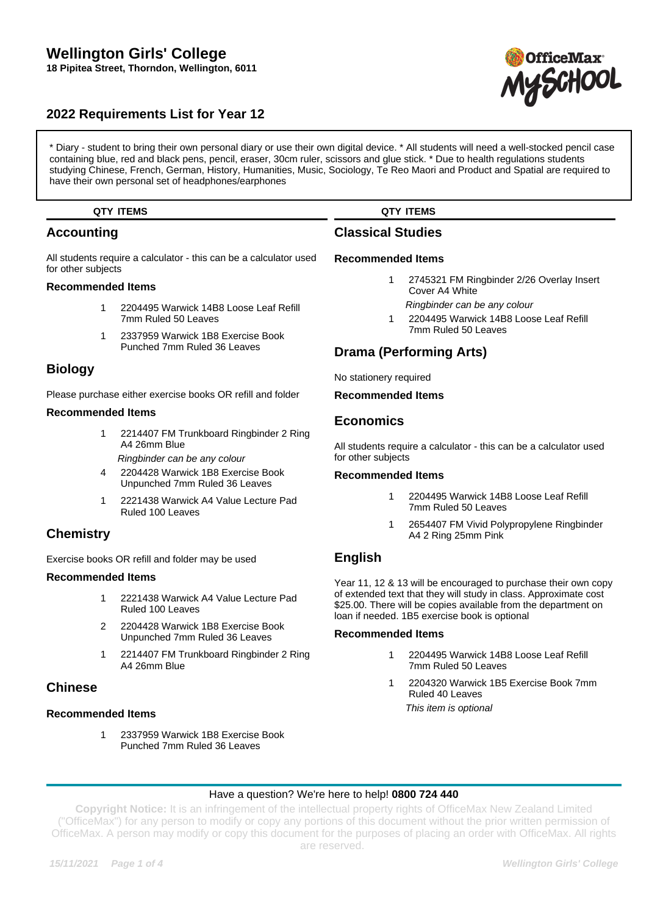# Wellington Girls' College

**18 Pipitea Street, Thorndon, Wellington, 6011**

## 2022 Requirements List for Year 12

* Diary - student to bring their own personal diary or use their own digital device. * All students will need a well-stocked pencil case containing blue, red and black pens, pencil, eraser, 30cm ruler, scissors and glue stick. * Due to health regulations students studying Chinese, French, German, History, Humanities, Music, Sociology, Te Reo Maori and Product and Spatial are required to have their own personal set of headphones/earphones

## Accounting

All students require a calculator - this can be a calculator used for other subjects

### Recommended Items

| QTY | ITEMS |
|---|---|
| 1 | 2204495 Warwick 14B8 Loose Leaf Refill 7mm Ruled 50 Leaves |
| 1 | 2337959 Warwick 1B8 Exercise Book Punched 7mm Ruled 36 Leaves |

## Biology

Please purchase either exercise books OR refill and folder

### Recommended Items

| QTY | ITEMS |
|---|---|
| 1 | 2214407 FM Trunkboard Ringbinder 2 Ring A4 26mm Blue<br>*Ringbinder can be any colour* |
| 4 | 2204428 Warwick 1B8 Exercise Book Unpunched 7mm Ruled 36 Leaves |
| 1 | 2221438 Warwick A4 Value Lecture Pad Ruled 100 Leaves |

## Chemistry

Exercise books OR refill and folder may be used

### Recommended Items

| QTY | ITEMS |
|---|---|
| 1 | 2221438 Warwick A4 Value Lecture Pad Ruled 100 Leaves |
| 2 | 2204428 Warwick 1B8 Exercise Book Unpunched 7mm Ruled 36 Leaves |
| 1 | 2214407 FM Trunkboard Ringbinder 2 Ring A4 26mm Blue |

## Chinese

### Recommended Items

| QTY | ITEMS |
|---|---|
| 1 | 2337959 Warwick 1B8 Exercise Book Punched 7mm Ruled 36 Leaves |

## Classical Studies

### Recommended Items

| QTY | ITEMS |
|---|---|
| 1 | 2745321 FM Ringbinder 2/26 Overlay Insert Cover A4 White<br>*Ringbinder can be any colour* |
| 1 | 2204495 Warwick 14B8 Loose Leaf Refill 7mm Ruled 50 Leaves |

## Drama (Performing Arts)

No stationery required

### Recommended Items

## Economics

All students require a calculator - this can be a calculator used for other subjects

### Recommended Items

| QTY | ITEMS |
|---|---|
| 1 | 2204495 Warwick 14B8 Loose Leaf Refill 7mm Ruled 50 Leaves |
| 1 | 2654407 FM Vivid Polypropylene Ringbinder A4 2 Ring 25mm Pink |

## English

Year 11, 12 & 13 will be encouraged to purchase their own copy of extended text that they will study in class. Approximate cost $25.00. There will be copies available from the department on loan if needed. 1B5 exercise book is optional

### Recommended Items

| QTY | ITEMS |
|---|---|
| 1 | 2204495 Warwick 14B8 Loose Leaf Refill 7mm Ruled 50 Leaves |
| 1 | 2204320 Warwick 1B5 Exercise Book 7mm Ruled 40 Leaves<br>*This item is optional* |

Have a question? We're here to help! **0800 724 440**

**Copyright Notice:** It is an infringement of the intellectual property rights of OfficeMax New Zealand Limited ("OfficeMax") for any person to modify or copy any portions of this document without the prior written permission of OfficeMax. A person may modify or copy this document for the purposes of placing an order with OfficeMax. All rights are reserved.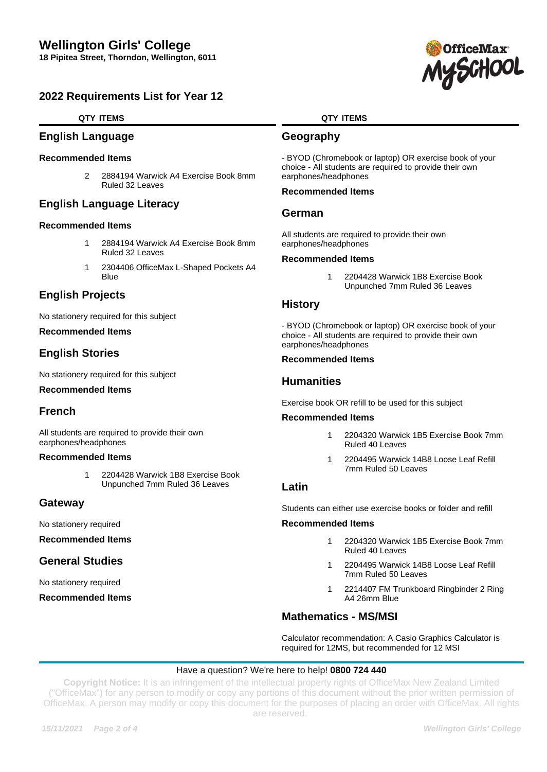# Wellington Girls' College

**18 Pipitea Street, Thorndon, Wellington, 6011**

## 2022 Requirements List for Year 12

**QTY ITEMS**

### English Language

**Recommended Items**

- 2 — 2884194 Warwick A4 Exercise Book 8mm Ruled 32 Leaves

### English Language Literacy

**Recommended Items**

- 1 — 2884194 Warwick A4 Exercise Book 8mm Ruled 32 Leaves
- 1 — 2304406 OfficeMax L-Shaped Pockets A4 Blue

### English Projects

No stationery required for this subject

**Recommended Items**

### English Stories

No stationery required for this subject

**Recommended Items**

### French

All students are required to provide their own earphones/headphones

**Recommended Items**

- 1 — 2204428 Warwick 1B8 Exercise Book Unpunched 7mm Ruled 36 Leaves

### Gateway

No stationery required

**Recommended Items**

### General Studies

No stationery required

**Recommended Items**

### Geography

- BYOD (Chromebook or laptop) OR exercise book of your choice - All students are required to provide their own earphones/headphones

**Recommended Items**

### German

All students are required to provide their own earphones/headphones

**Recommended Items**

- 1 — 2204428 Warwick 1B8 Exercise Book Unpunched 7mm Ruled 36 Leaves

### History

- BYOD (Chromebook or laptop) OR exercise book of your choice - All students are required to provide their own earphones/headphones

**Recommended Items**

### Humanities

Exercise book OR refill to be used for this subject

**Recommended Items**

- 1 — 2204320 Warwick 1B5 Exercise Book 7mm Ruled 40 Leaves
- 1 — 2204495 Warwick 14B8 Loose Leaf Refill 7mm Ruled 50 Leaves

### Latin

Students can either use exercise books or folder and refill

**Recommended Items**

- 1 — 2204320 Warwick 1B5 Exercise Book 7mm Ruled 40 Leaves
- 1 — 2204495 Warwick 14B8 Loose Leaf Refill 7mm Ruled 50 Leaves
- 1 — 2214407 FM Trunkboard Ringbinder 2 Ring A4 26mm Blue

### Mathematics - MS/MSI

Calculator recommendation: A Casio Graphics Calculator is required for 12MS, but recommended for 12 MSI

Have a question? We're here to help! **0800 724 440**

**Copyright Notice:** It is an infringement of the intellectual property rights of OfficeMax New Zealand Limited ("OfficeMax") for any person to modify or copy any portions of this document without the prior written permission of OfficeMax. A person may modify or copy this document for the purposes of placing an order with OfficeMax. All rights are reserved.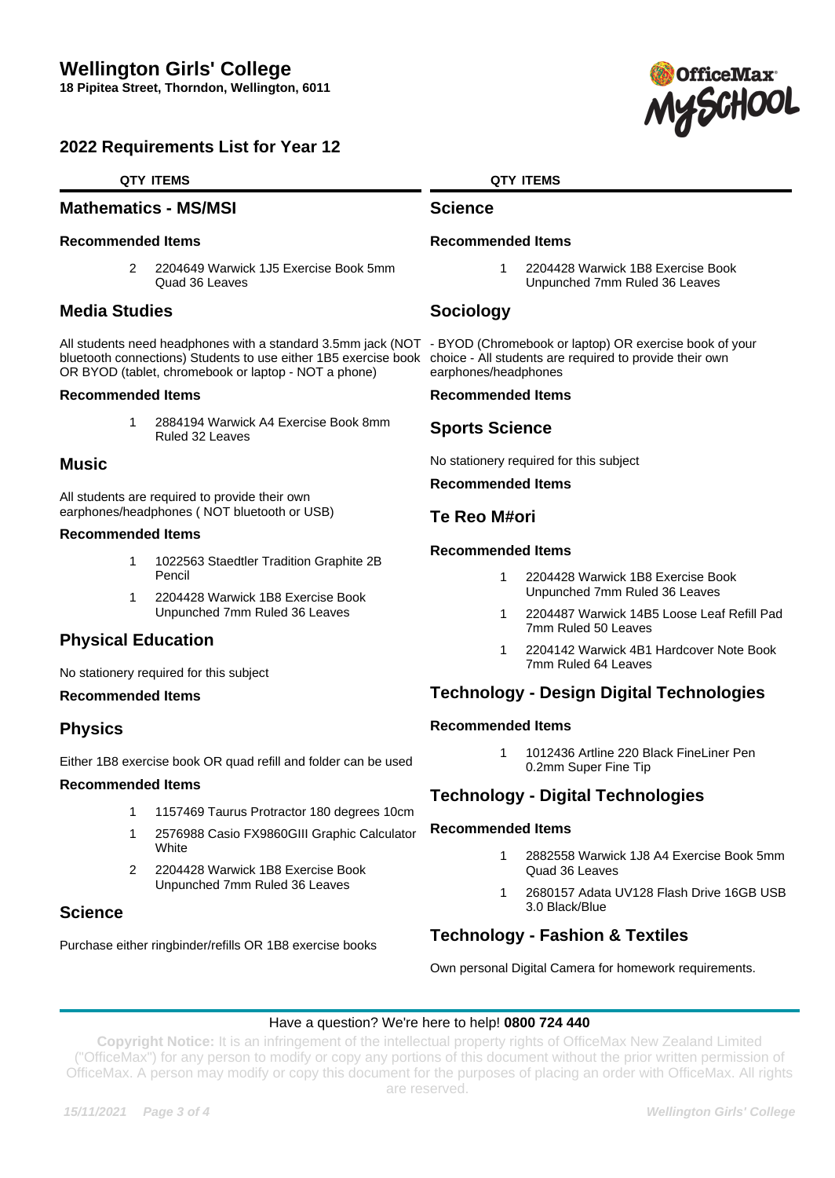# Wellington Girls' College

**18 Pipitea Street, Thorndon, Wellington, 6011**

## 2022 Requirements List for Year 12

| QTY | ITEMS |
|---|---|

### Mathematics - MS/MSI

**Recommended Items**

| QTY | ITEMS |
|---|---|
| 2 | 2204649 Warwick 1J5 Exercise Book 5mm Quad 36 Leaves |

### Media Studies

All students need headphones with a standard 3.5mm jack (NOT bluetooth connections) Students to use either 1B5 exercise book OR BYOD (tablet, chromebook or laptop - NOT a phone)

**Recommended Items**

| QTY | ITEMS |
|---|---|
| 1 | 2884194 Warwick A4 Exercise Book 8mm Ruled 32 Leaves |

### Music

All students are required to provide their own earphones/headphones ( NOT bluetooth or USB)

**Recommended Items**

| QTY | ITEMS |
|---|---|
| 1 | 1022563 Staedtler Tradition Graphite 2B Pencil |
| 1 | 2204428 Warwick 1B8 Exercise Book Unpunched 7mm Ruled 36 Leaves |

### Physical Education

No stationery required for this subject

**Recommended Items**

### Physics

Either 1B8 exercise book OR quad refill and folder can be used

**Recommended Items**

| QTY | ITEMS |
|---|---|
| 1 | 1157469 Taurus Protractor 180 degrees 10cm |
| 1 | 2576988 Casio FX9860GIII Graphic Calculator White |
| 2 | 2204428 Warwick 1B8 Exercise Book Unpunched 7mm Ruled 36 Leaves |

### Science

Purchase either ringbinder/refills OR 1B8 exercise books

### Science

**Recommended Items**

| QTY | ITEMS |
|---|---|
| 1 | 2204428 Warwick 1B8 Exercise Book Unpunched 7mm Ruled 36 Leaves |

### Sociology

- BYOD (Chromebook or laptop) OR exercise book of your choice - All students are required to provide their own earphones/headphones

**Recommended Items**

### Sports Science

No stationery required for this subject

**Recommended Items**

### Te Reo M#ori

**Recommended Items**

| QTY | ITEMS |
|---|---|
| 1 | 2204428 Warwick 1B8 Exercise Book Unpunched 7mm Ruled 36 Leaves |
| 1 | 2204487 Warwick 14B5 Loose Leaf Refill Pad 7mm Ruled 50 Leaves |
| 1 | 2204142 Warwick 4B1 Hardcover Note Book 7mm Ruled 64 Leaves |

### Technology - Design Digital Technologies

**Recommended Items**

| QTY | ITEMS |
|---|---|
| 1 | 1012436 Artline 220 Black FineLiner Pen 0.2mm Super Fine Tip |

### Technology - Digital Technologies

**Recommended Items**

| QTY | ITEMS |
|---|---|
| 1 | 2882558 Warwick 1J8 A4 Exercise Book 5mm Quad 36 Leaves |
| 1 | 2680157 Adata UV128 Flash Drive 16GB USB 3.0 Black/Blue |

### Technology - Fashion & Textiles

Own personal Digital Camera for homework requirements.

Have a question? We're here to help! **0800 724 440**

**Copyright Notice:** It is an infringement of the intellectual property rights of OfficeMax New Zealand Limited ("OfficeMax") for any person to modify or copy any portions of this document without the prior written permission of OfficeMax. A person may modify or copy this document for the purposes of placing an order with OfficeMax. All rights are reserved.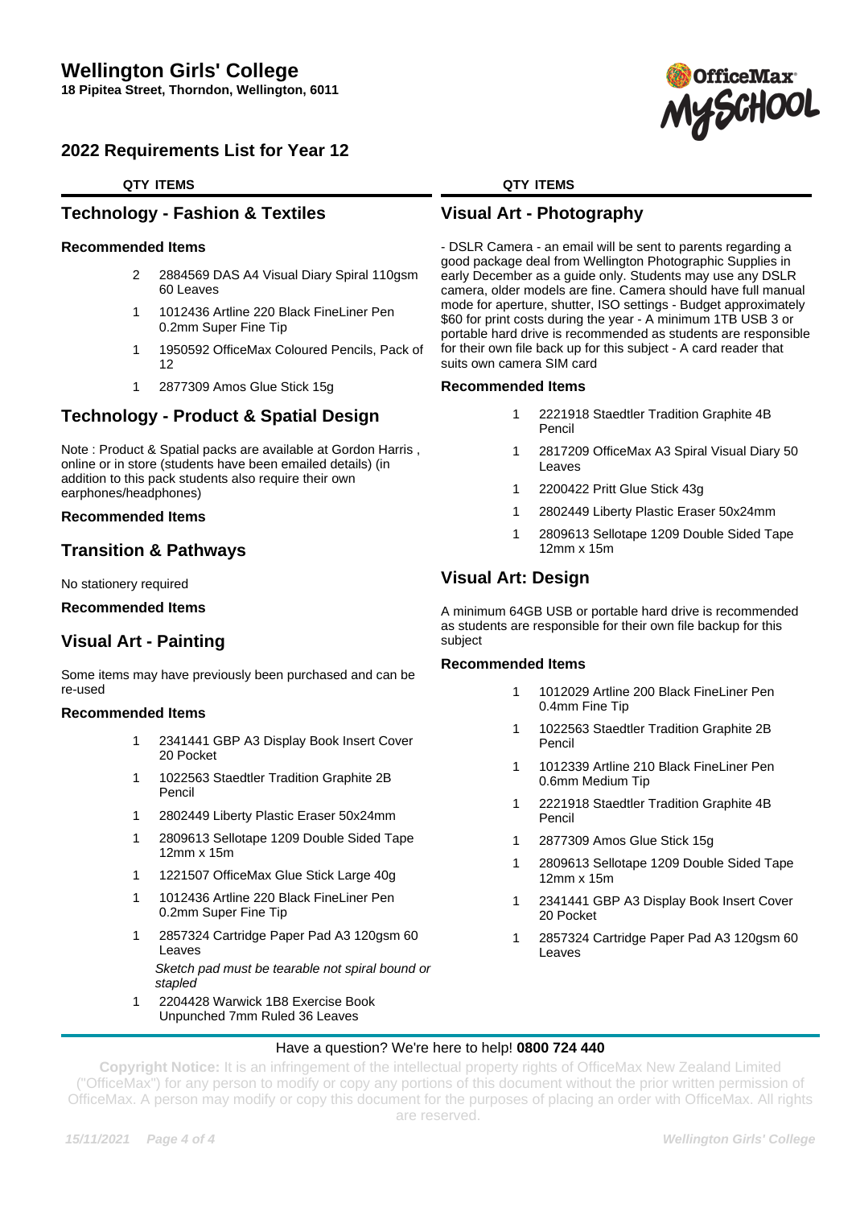# Wellington Girls' College

**18 Pipitea Street, Thorndon, Wellington, 6011**

## 2022 Requirements List for Year 12

**QTY ITEMS**

### Technology - Fashion & Textiles

**Recommended Items**

| QTY | ITEMS |
|---|---|
| 2 | 2884569 DAS A4 Visual Diary Spiral 110gsm 60 Leaves |
| 1 | 1012436 Artline 220 Black FineLiner Pen 0.2mm Super Fine Tip |
| 1 | 1950592 OfficeMax Coloured Pencils, Pack of 12 |
| 1 | 2877309 Amos Glue Stick 15g |

### Technology - Product & Spatial Design

Note : Product & Spatial packs are available at Gordon Harris , online or in store (students have been emailed details) (in addition to this pack students also require their own earphones/headphones)

**Recommended Items**

### Transition & Pathways

No stationery required

**Recommended Items**

### Visual Art - Painting

Some items may have previously been purchased and can be re-used

**Recommended Items**

| QTY | ITEMS |
|---|---|
| 1 | 2341441 GBP A3 Display Book Insert Cover 20 Pocket |
| 1 | 1022563 Staedtler Tradition Graphite 2B Pencil |
| 1 | 2802449 Liberty Plastic Eraser 50x24mm |
| 1 | 2809613 Sellotape 1209 Double Sided Tape 12mm x 15m |
| 1 | 1221507 OfficeMax Glue Stick Large 40g |
| 1 | 1012436 Artline 220 Black FineLiner Pen 0.2mm Super Fine Tip |
| 1 | 2857324 Cartridge Paper Pad A3 120gsm 60 Leaves *Sketch pad must be tearable not spiral bound or stapled* |
| 1 | 2204428 Warwick 1B8 Exercise Book Unpunched 7mm Ruled 36 Leaves |

### Visual Art - Photography

- DSLR Camera - an email will be sent to parents regarding a good package deal from Wellington Photographic Supplies in early December as a guide only. Students may use any DSLR camera, older models are fine. Camera should have full manual mode for aperture, shutter, ISO settings - Budget approximately $60 for print costs during the year - A minimum 1TB USB 3 or portable hard drive is recommended as students are responsible for their own file back up for this subject - A card reader that suits own camera SIM card

**Recommended Items**

| QTY | ITEMS |
|---|---|
| 1 | 2221918 Staedtler Tradition Graphite 4B Pencil |
| 1 | 2817209 OfficeMax A3 Spiral Visual Diary 50 Leaves |
| 1 | 2200422 Pritt Glue Stick 43g |
| 1 | 2802449 Liberty Plastic Eraser 50x24mm |
| 1 | 2809613 Sellotape 1209 Double Sided Tape 12mm x 15m |

### Visual Art: Design

A minimum 64GB USB or portable hard drive is recommended as students are responsible for their own file backup for this subject

**Recommended Items**

| QTY | ITEMS |
|---|---|
| 1 | 1012029 Artline 200 Black FineLiner Pen 0.4mm Fine Tip |
| 1 | 1022563 Staedtler Tradition Graphite 2B Pencil |
| 1 | 1012339 Artline 210 Black FineLiner Pen 0.6mm Medium Tip |
| 1 | 2221918 Staedtler Tradition Graphite 4B Pencil |
| 1 | 2877309 Amos Glue Stick 15g |
| 1 | 2809613 Sellotape 1209 Double Sided Tape 12mm x 15m |
| 1 | 2341441 GBP A3 Display Book Insert Cover 20 Pocket |
| 1 | 2857324 Cartridge Paper Pad A3 120gsm 60 Leaves |

Have a question? We're here to help! **0800 724 440**

**Copyright Notice:** It is an infringement of the intellectual property rights of OfficeMax New Zealand Limited ("OfficeMax") for any person to modify or copy any portions of this document without the prior written permission of OfficeMax. A person may modify or copy this document for the purposes of placing an order with OfficeMax. All rights are reserved.